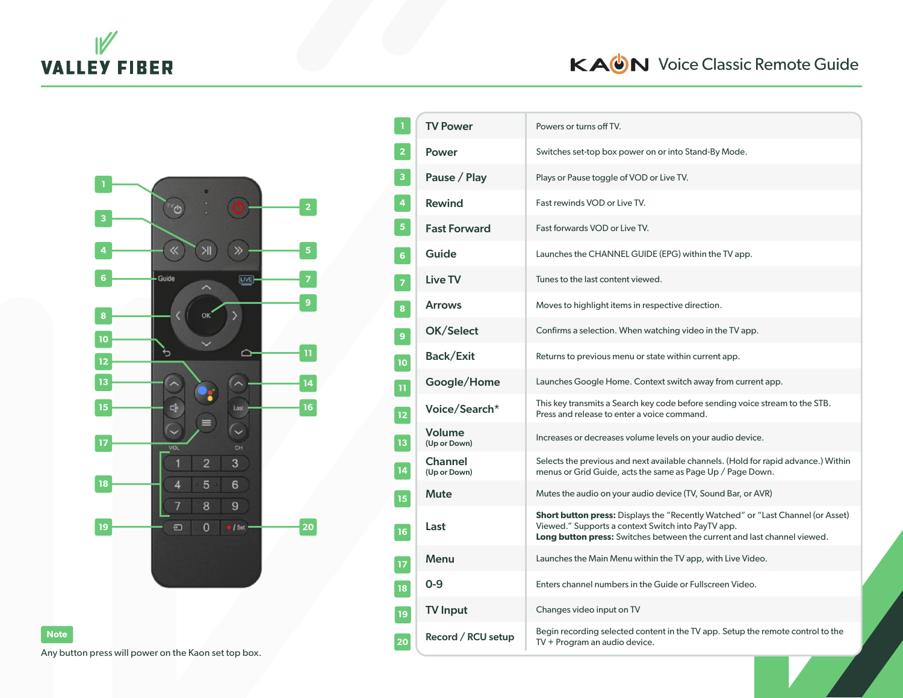VALLEY FIBER

# KAON Voice Classic Remote Guide

| # | Button | Description |
|---|---|---|
| 1 | TV Power | Powers or turns off TV. |
| 2 | Power | Switches set-top box power on or into Stand-By Mode. |
| 3 | Pause / Play | Plays or Pause toggle of VOD or Live TV. |
| 4 | Rewind | Fast rewinds VOD or Live TV. |
| 5 | Fast Forward | Fast forwards VOD or Live TV. |
| 6 | Guide | Launches the CHANNEL GUIDE (EPG) within the TV app. |
| 7 | Live TV | Tunes to the last content viewed. |
| 8 | Arrows | Moves to highlight items in respective direction. |
| 9 | OK/Select | Confirms a selection. When watching video in the TV app. |
| 10 | Back/Exit | Returns to previous menu or state within current app. |
| 11 | Google/Home | Launches Google Home. Context switch away from current app. |
| 12 | Voice/Search* | This key transmits a Search key code before sending voice stream to the STB. Press and release to enter a voice command. |
| 13 | Volume (Up or Down) | Increases or decreases volume levels on your audio device. |
| 14 | Channel (Up or Down) | Selects the previous and next available channels. (Hold for rapid advance.) Within menus or Grid Guide, acts the same as Page Up / Page Down. |
| 15 | Mute | Mutes the audio on your audio device (TV, Sound Bar, or AVR) |
| 16 | Last | **Short button press:** Displays the "Recently Watched" or "Last Channel (or Asset) Viewed." Supports a context Switch into PayTV app. **Long button press:** Switches between the current and last channel viewed. |
| 17 | Menu | Launches the Main Menu within the TV app, with Live Video. |
| 18 | 0-9 | Enters channel numbers in the Guide or Fullscreen Video. |
| 19 | TV Input | Changes video input on TV |
| 20 | Record / RCU setup | Begin recording selected content in the TV app. Setup the remote control to the TV + Program an audio device. |

**Note**

Any button press will power on the Kaon set top box.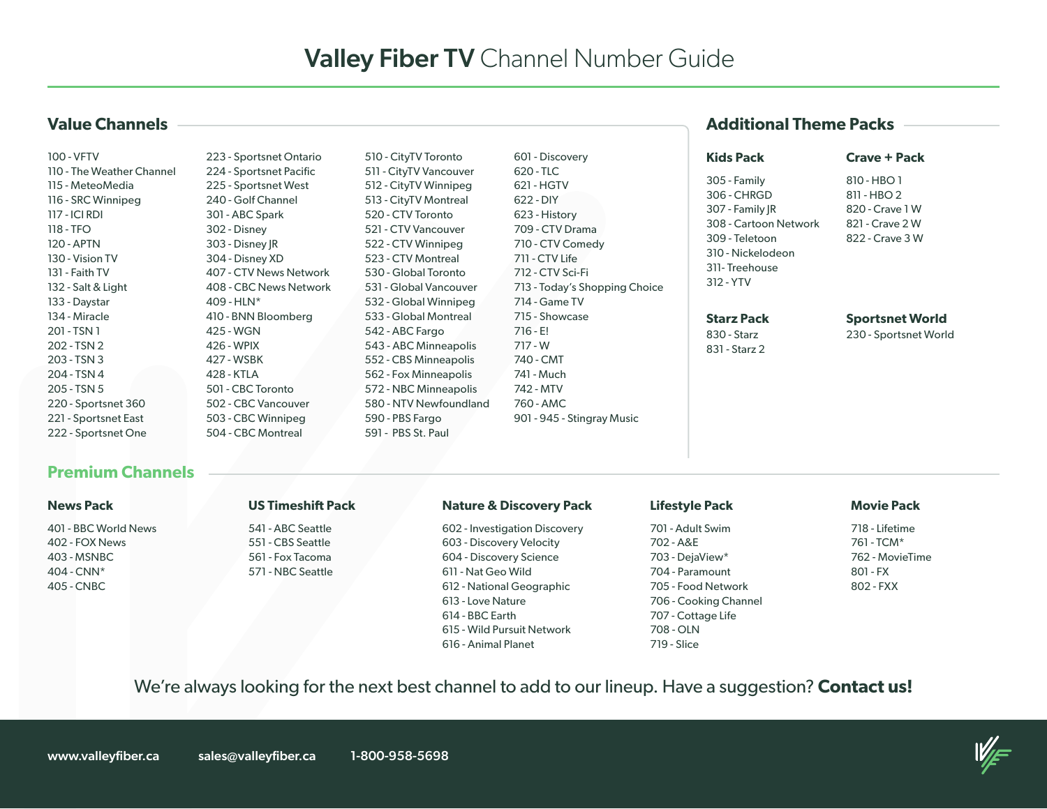# **Valley Fiber TV** Channel Number Guide

## Value Channels

100 - VFTV
110 - The Weather Channel
115 - MeteoMedia
116 - SRC Winnipeg
117 - ICI RDI
118 - TFO
120 - APTN
130 - Vision TV
131 - Faith TV
132 - Salt & Light
133 - Daystar
134 - Miracle
201 - TSN 1
202 - TSN 2
203 - TSN 3
204 - TSN 4
205 - TSN 5
220 - Sportsnet 360
221 - Sportsnet East
222 - Sportsnet One
223 - Sportsnet Ontario
224 - Sportsnet Pacific
225 - Sportsnet West
240 - Golf Channel
301 - ABC Spark
302 - Disney
303 - Disney JR
304 - Disney XD
407 - CTV News Network
408 - CBC News Network
409 - HLN*
410 - BNN Bloomberg
425 - WGN
426 - WPIX
427 - WSBK
428 - KTLA
501 - CBC Toronto
502 - CBC Vancouver
503 - CBC Winnipeg
504 - CBC Montreal
510 - CityTV Toronto
511 - CityTV Vancouver
512 - CityTV Winnipeg
513 - CityTV Montreal
520 - CTV Toronto
521 - CTV Vancouver
522 - CTV Winnipeg
523 - CTV Montreal
530 - Global Toronto
531 - Global Vancouver
532 - Global Winnipeg
533 - Global Montreal
542 - ABC Fargo
543 - ABC Minneapolis
552 - CBS Minneapolis
562 - Fox Minneapolis
572 - NBC Minneapolis
580 - NTV Newfoundland
590 - PBS Fargo
591 - PBS St. Paul
601 - Discovery
620 - TLC
621 - HGTV
622 - DIY
623 - History
709 - CTV Drama
710 - CTV Comedy
711 - CTV Life
712 - CTV Sci-Fi
713 - Today's Shopping Choice
714 - Game TV
715 - Showcase
716 - E!
717 - W
740 - CMT
741 - Much
742 - MTV
760 - AMC
901 - 945 - Stingray Music

## Additional Theme Packs

### Kids Pack

305 - Family
306 - CHRGD
307 - Family JR
308 - Cartoon Network
309 - Teletoon
310 - Nickelodeon
311- Treehouse
312 - YTV

### Crave + Pack

810 - HBO 1
811 - HBO 2
820 - Crave 1 W
821 - Crave 2 W
822 - Crave 3 W

### Starz Pack

830 - Starz
831 - Starz 2

### Sportsnet World

230 - Sportsnet World

## Premium Channels

### News Pack

401 - BBC World News
402 - FOX News
403 - MSNBC
404 - CNN*
405 - CNBC

### US Timeshift Pack

541 - ABC Seattle
551 - CBS Seattle
561 - Fox Tacoma
571 - NBC Seattle

### Nature & Discovery Pack

602 - Investigation Discovery
603 - Discovery Velocity
604 - Discovery Science
611 - Nat Geo Wild
612 - National Geographic
613 - Love Nature
614 - BBC Earth
615 - Wild Pursuit Network
616 - Animal Planet

### Lifestyle Pack

701 - Adult Swim
702 - A&E
703 - DejaView*
704 - Paramount
705 - Food Network
706 - Cooking Channel
707 - Cottage Life
708 - OLN
719 - Slice

### Movie Pack

718 - Lifetime
761 - TCM*
762 - MovieTime
801 - FX
802 - FXX

We're always looking for the next best channel to add to our lineup. Have a suggestion? **Contact us!**

**www.valleyfiber.ca** **sales@valleyfiber.ca** **1-800-958-5698**